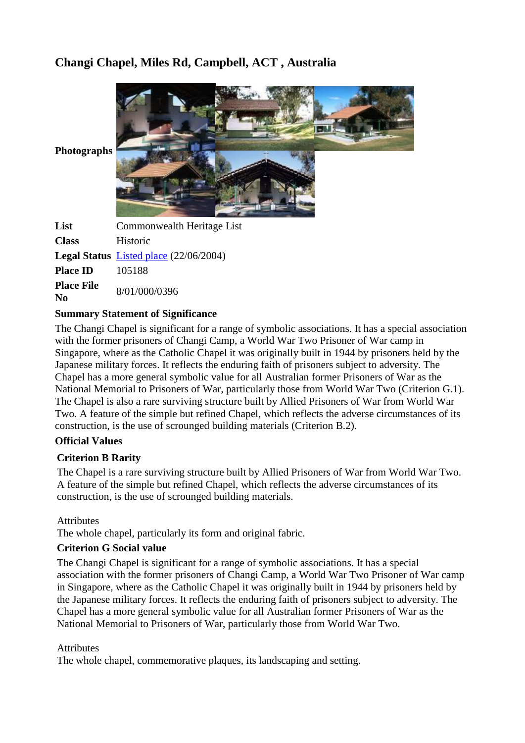# Changi Chapel, Miles Rd, Campbell, ACT , Australia

| | |
|---|---|
| **Photographs** | |
| **List** | Commonwealth Heritage List |
| **Class** | Historic |
| **Legal Status** | Listed place (22/06/2004) |
| **Place ID** | 105188 |
| **Place File No** | 8/01/000/0396 |

**Summary Statement of Significance**

The Changi Chapel is significant for a range of symbolic associations. It has a special association with the former prisoners of Changi Camp, a World War Two Prisoner of War camp in Singapore, where as the Catholic Chapel it was originally built in 1944 by prisoners held by the Japanese military forces. It reflects the enduring faith of prisoners subject to adversity. The Chapel has a more general symbolic value for all Australian former Prisoners of War as the National Memorial to Prisoners of War, particularly those from World War Two (Criterion G.1). The Chapel is also a rare surviving structure built by Allied Prisoners of War from World War Two. A feature of the simple but refined Chapel, which reflects the adverse circumstances of its construction, is the use of scrounged building materials (Criterion B.2).

**Official Values**

**Criterion B Rarity**

The Chapel is a rare surviving structure built by Allied Prisoners of War from World War Two. A feature of the simple but refined Chapel, which reflects the adverse circumstances of its construction, is the use of scrounged building materials.

Attributes
The whole chapel, particularly its form and original fabric.

**Criterion G Social value**

The Changi Chapel is significant for a range of symbolic associations. It has a special association with the former prisoners of Changi Camp, a World War Two Prisoner of War camp in Singapore, where as the Catholic Chapel it was originally built in 1944 by prisoners held by the Japanese military forces. It reflects the enduring faith of prisoners subject to adversity. The Chapel has a more general symbolic value for all Australian former Prisoners of War as the National Memorial to Prisoners of War, particularly those from World War Two.

Attributes
The whole chapel, commemorative plaques, its landscaping and setting.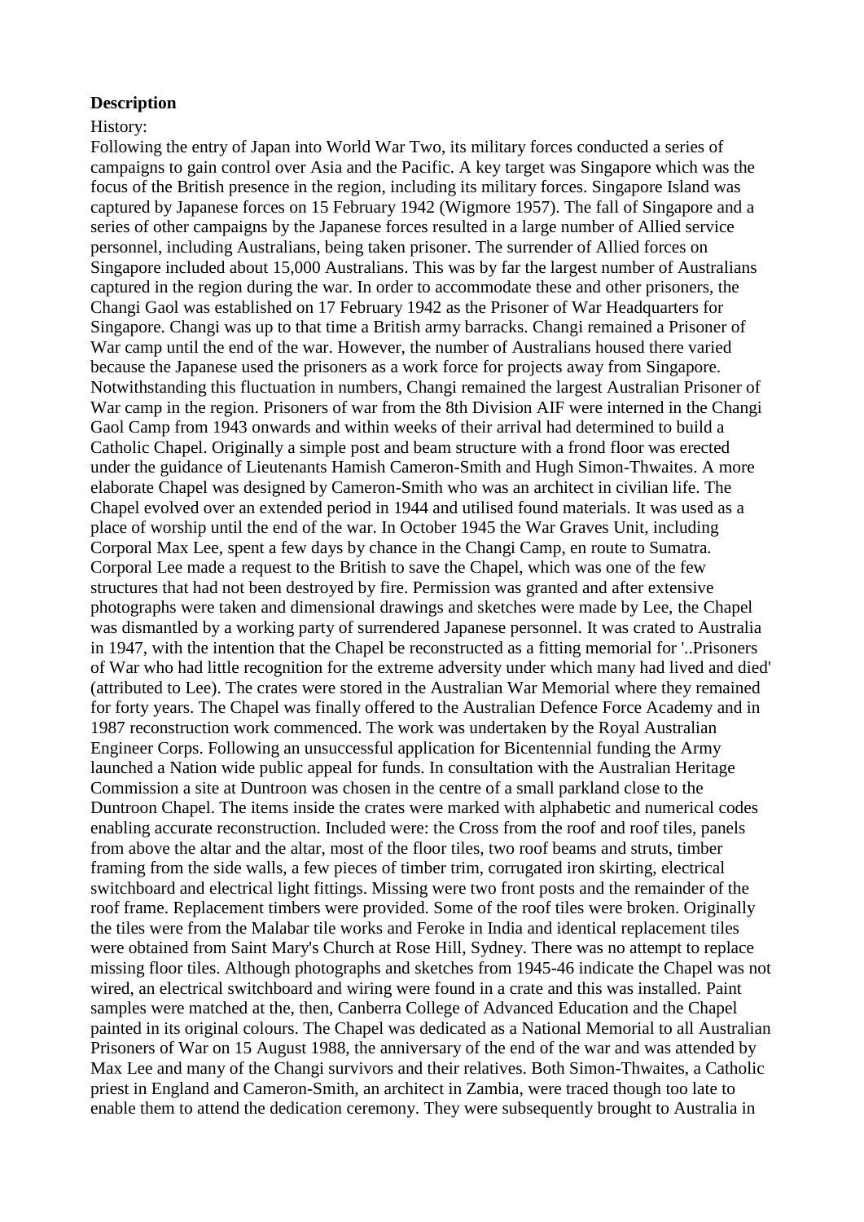**Description**

History:

Following the entry of Japan into World War Two, its military forces conducted a series of campaigns to gain control over Asia and the Pacific. A key target was Singapore which was the focus of the British presence in the region, including its military forces. Singapore Island was captured by Japanese forces on 15 February 1942 (Wigmore 1957). The fall of Singapore and a series of other campaigns by the Japanese forces resulted in a large number of Allied service personnel, including Australians, being taken prisoner. The surrender of Allied forces on Singapore included about 15,000 Australians. This was by far the largest number of Australians captured in the region during the war. In order to accommodate these and other prisoners, the Changi Gaol was established on 17 February 1942 as the Prisoner of War Headquarters for Singapore. Changi was up to that time a British army barracks. Changi remained a Prisoner of War camp until the end of the war. However, the number of Australians housed there varied because the Japanese used the prisoners as a work force for projects away from Singapore. Notwithstanding this fluctuation in numbers, Changi remained the largest Australian Prisoner of War camp in the region. Prisoners of war from the 8th Division AIF were interned in the Changi Gaol Camp from 1943 onwards and within weeks of their arrival had determined to build a Catholic Chapel. Originally a simple post and beam structure with a frond floor was erected under the guidance of Lieutenants Hamish Cameron-Smith and Hugh Simon-Thwaites. A more elaborate Chapel was designed by Cameron-Smith who was an architect in civilian life. The Chapel evolved over an extended period in 1944 and utilised found materials. It was used as a place of worship until the end of the war. In October 1945 the War Graves Unit, including Corporal Max Lee, spent a few days by chance in the Changi Camp, en route to Sumatra. Corporal Lee made a request to the British to save the Chapel, which was one of the few structures that had not been destroyed by fire. Permission was granted and after extensive photographs were taken and dimensional drawings and sketches were made by Lee, the Chapel was dismantled by a working party of surrendered Japanese personnel. It was crated to Australia in 1947, with the intention that the Chapel be reconstructed as a fitting memorial for '..Prisoners of War who had little recognition for the extreme adversity under which many had lived and died' (attributed to Lee). The crates were stored in the Australian War Memorial where they remained for forty years. The Chapel was finally offered to the Australian Defence Force Academy and in 1987 reconstruction work commenced. The work was undertaken by the Royal Australian Engineer Corps. Following an unsuccessful application for Bicentennial funding the Army launched a Nation wide public appeal for funds. In consultation with the Australian Heritage Commission a site at Duntroon was chosen in the centre of a small parkland close to the Duntroon Chapel. The items inside the crates were marked with alphabetic and numerical codes enabling accurate reconstruction. Included were: the Cross from the roof and roof tiles, panels from above the altar and the altar, most of the floor tiles, two roof beams and struts, timber framing from the side walls, a few pieces of timber trim, corrugated iron skirting, electrical switchboard and electrical light fittings. Missing were two front posts and the remainder of the roof frame. Replacement timbers were provided. Some of the roof tiles were broken. Originally the tiles were from the Malabar tile works and Feroke in India and identical replacement tiles were obtained from Saint Mary's Church at Rose Hill, Sydney. There was no attempt to replace missing floor tiles. Although photographs and sketches from 1945-46 indicate the Chapel was not wired, an electrical switchboard and wiring were found in a crate and this was installed. Paint samples were matched at the, then, Canberra College of Advanced Education and the Chapel painted in its original colours. The Chapel was dedicated as a National Memorial to all Australian Prisoners of War on 15 August 1988, the anniversary of the end of the war and was attended by Max Lee and many of the Changi survivors and their relatives. Both Simon-Thwaites, a Catholic priest in England and Cameron-Smith, an architect in Zambia, were traced though too late to enable them to attend the dedication ceremony. They were subsequently brought to Australia in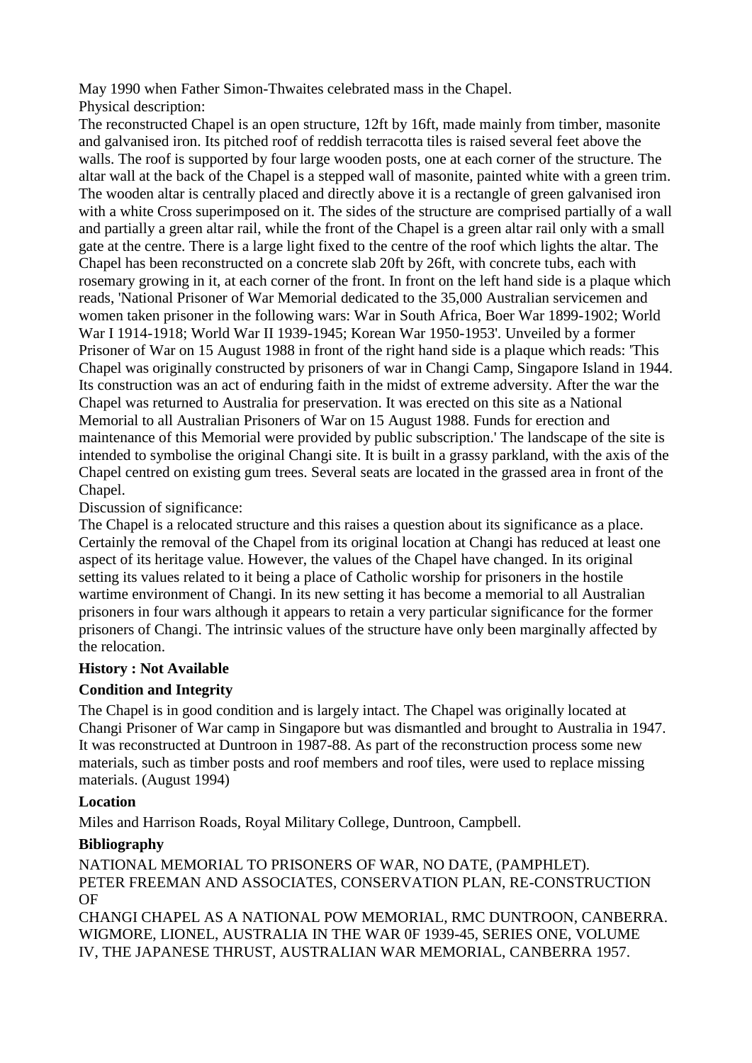May 1990 when Father Simon-Thwaites celebrated mass in the Chapel.

Physical description:

The reconstructed Chapel is an open structure, 12ft by 16ft, made mainly from timber, masonite and galvanised iron. Its pitched roof of reddish terracotta tiles is raised several feet above the walls. The roof is supported by four large wooden posts, one at each corner of the structure. The altar wall at the back of the Chapel is a stepped wall of masonite, painted white with a green trim. The wooden altar is centrally placed and directly above it is a rectangle of green galvanised iron with a white Cross superimposed on it. The sides of the structure are comprised partially of a wall and partially a green altar rail, while the front of the Chapel is a green altar rail only with a small gate at the centre. There is a large light fixed to the centre of the roof which lights the altar. The Chapel has been reconstructed on a concrete slab 20ft by 26ft, with concrete tubs, each with rosemary growing in it, at each corner of the front. In front on the left hand side is a plaque which reads, 'National Prisoner of War Memorial dedicated to the 35,000 Australian servicemen and women taken prisoner in the following wars: War in South Africa, Boer War 1899-1902; World War I 1914-1918; World War II 1939-1945; Korean War 1950-1953'. Unveiled by a former Prisoner of War on 15 August 1988 in front of the right hand side is a plaque which reads: 'This Chapel was originally constructed by prisoners of war in Changi Camp, Singapore Island in 1944. Its construction was an act of enduring faith in the midst of extreme adversity. After the war the Chapel was returned to Australia for preservation. It was erected on this site as a National Memorial to all Australian Prisoners of War on 15 August 1988. Funds for erection and maintenance of this Memorial were provided by public subscription.' The landscape of the site is intended to symbolise the original Changi site. It is built in a grassy parkland, with the axis of the Chapel centred on existing gum trees. Several seats are located in the grassed area in front of the Chapel.

Discussion of significance:

The Chapel is a relocated structure and this raises a question about its significance as a place. Certainly the removal of the Chapel from its original location at Changi has reduced at least one aspect of its heritage value. However, the values of the Chapel have changed. In its original setting its values related to it being a place of Catholic worship for prisoners in the hostile wartime environment of Changi. In its new setting it has become a memorial to all Australian prisoners in four wars although it appears to retain a very particular significance for the former prisoners of Changi. The intrinsic values of the structure have only been marginally affected by the relocation.

**History : Not Available**

**Condition and Integrity**

The Chapel is in good condition and is largely intact. The Chapel was originally located at Changi Prisoner of War camp in Singapore but was dismantled and brought to Australia in 1947. It was reconstructed at Duntroon in 1987-88. As part of the reconstruction process some new materials, such as timber posts and roof members and roof tiles, were used to replace missing materials. (August 1994)

**Location**

Miles and Harrison Roads, Royal Military College, Duntroon, Campbell.

**Bibliography**

NATIONAL MEMORIAL TO PRISONERS OF WAR, NO DATE, (PAMPHLET).
PETER FREEMAN AND ASSOCIATES, CONSERVATION PLAN, RE-CONSTRUCTION OF
CHANGI CHAPEL AS A NATIONAL POW MEMORIAL, RMC DUNTROON, CANBERRA.
WIGMORE, LIONEL, AUSTRALIA IN THE WAR 0F 1939-45, SERIES ONE, VOLUME IV, THE JAPANESE THRUST, AUSTRALIAN WAR MEMORIAL, CANBERRA 1957.